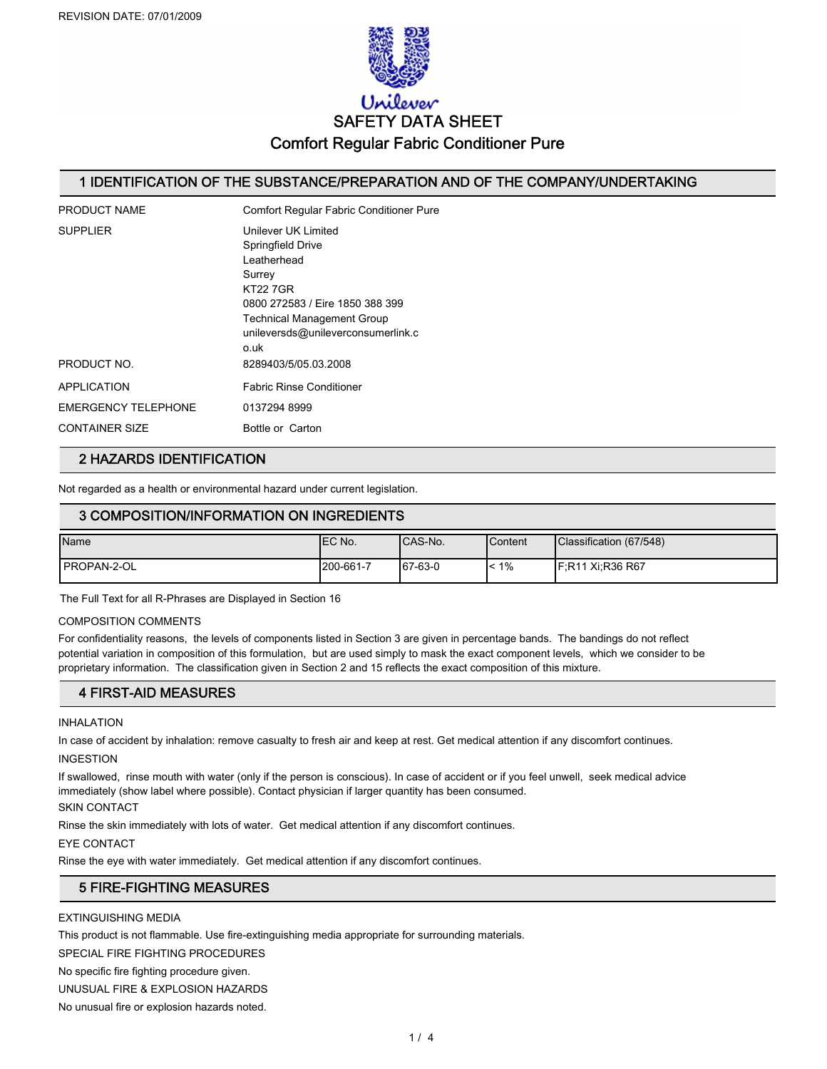REVISION DATE: 07/01/2009

# SAFETY DATA SHEET

# Comfort Regular Fabric Conditioner Pure

## 1 IDENTIFICATION OF THE SUBSTANCE/PREPARATION AND OF THE COMPANY/UNDERTAKING

| | |
|---|---|
| PRODUCT NAME | Comfort Regular Fabric Conditioner Pure |
| SUPPLIER | Unilever UK Limited<br>Springfield Drive<br>Leatherhead<br>Surrey<br>KT22 7GR<br>0800 272583 / Eire 1850 388 399<br>Technical Management Group<br>unileversds@unileverconsumerlink.co.uk |
| PRODUCT NO. | 8289403/5/05.03.2008 |
| APPLICATION | Fabric Rinse Conditioner |
| EMERGENCY TELEPHONE | 0137294 8999 |
| CONTAINER SIZE | Bottle or Carton |

## 2 HAZARDS IDENTIFICATION

Not regarded as a health or environmental hazard under current legislation.

## 3 COMPOSITION/INFORMATION ON INGREDIENTS

| Name | EC No. | CAS-No. | Content | Classification (67/548) |
|---|---|---|---|---|
| PROPAN-2-OL | 200-661-7 | 67-63-0 | < 1% | F;R11 Xi;R36 R67 |

The Full Text for all R-Phrases are Displayed in Section 16

COMPOSITION COMMENTS

For confidentiality reasons, the levels of components listed in Section 3 are given in percentage bands. The bandings do not reflect potential variation in composition of this formulation, but are used simply to mask the exact component levels, which we consider to be proprietary information. The classification given in Section 2 and 15 reflects the exact composition of this mixture.

## 4 FIRST-AID MEASURES

INHALATION

In case of accident by inhalation: remove casualty to fresh air and keep at rest. Get medical attention if any discomfort continues.

INGESTION

If swallowed, rinse mouth with water (only if the person is conscious). In case of accident or if you feel unwell, seek medical advice immediately (show label where possible). Contact physician if larger quantity has been consumed.

SKIN CONTACT

Rinse the skin immediately with lots of water. Get medical attention if any discomfort continues.

EYE CONTACT

Rinse the eye with water immediately. Get medical attention if any discomfort continues.

## 5 FIRE-FIGHTING MEASURES

EXTINGUISHING MEDIA

This product is not flammable. Use fire-extinguishing media appropriate for surrounding materials.

SPECIAL FIRE FIGHTING PROCEDURES

No specific fire fighting procedure given.

UNUSUAL FIRE & EXPLOSION HAZARDS

No unusual fire or explosion hazards noted.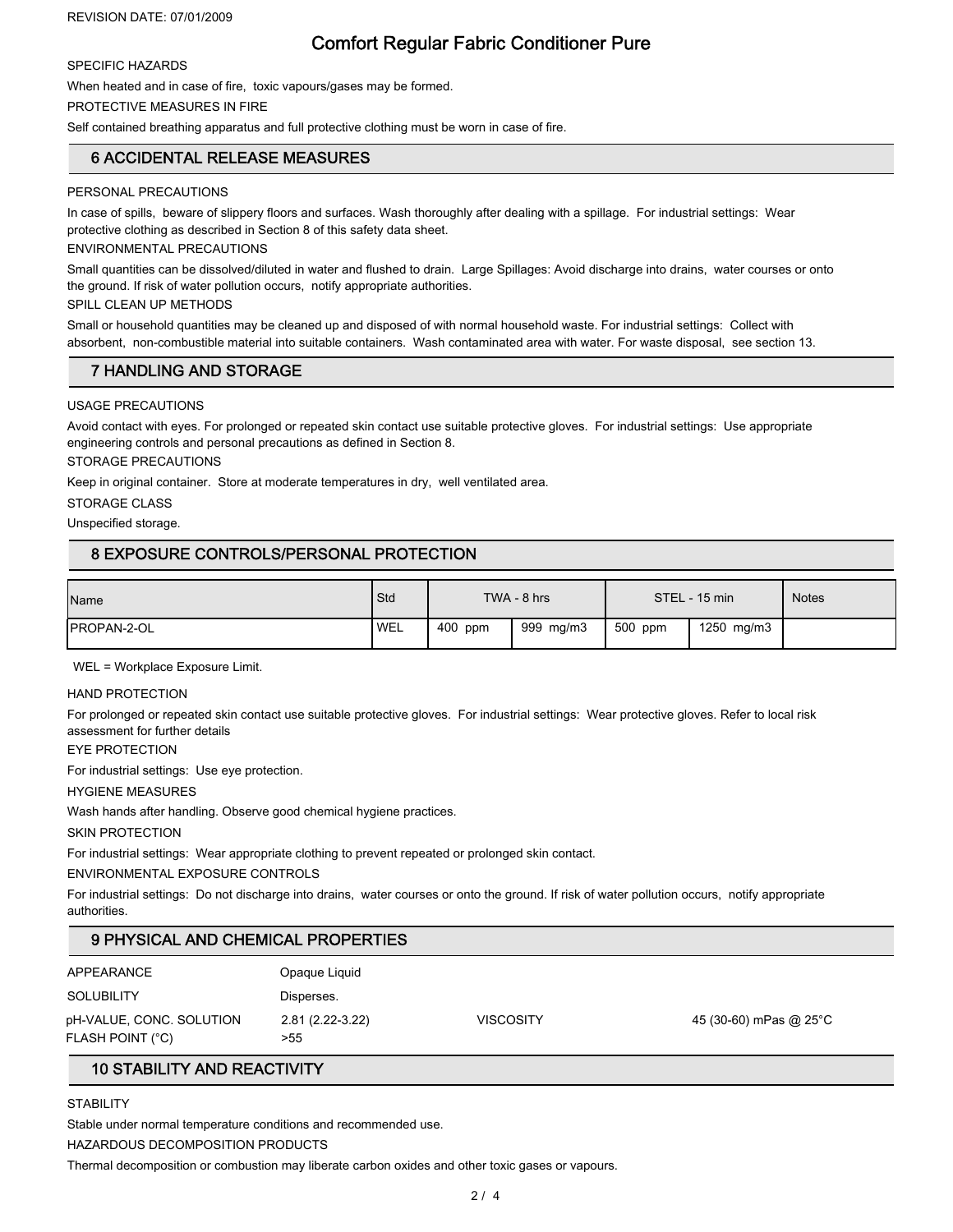SPECIFIC HAZARDS

When heated and in case of fire, toxic vapours/gases may be formed.

PROTECTIVE MEASURES IN FIRE

Self contained breathing apparatus and full protective clothing must be worn in case of fire.

## 6 ACCIDENTAL RELEASE MEASURES

PERSONAL PRECAUTIONS

In case of spills, beware of slippery floors and surfaces. Wash thoroughly after dealing with a spillage. For industrial settings: Wear protective clothing as described in Section 8 of this safety data sheet.

ENVIRONMENTAL PRECAUTIONS

Small quantities can be dissolved/diluted in water and flushed to drain. Large Spillages: Avoid discharge into drains, water courses or onto the ground. If risk of water pollution occurs, notify appropriate authorities.

SPILL CLEAN UP METHODS

Small or household quantities may be cleaned up and disposed of with normal household waste. For industrial settings: Collect with absorbent, non-combustible material into suitable containers. Wash contaminated area with water. For waste disposal, see section 13.

## 7 HANDLING AND STORAGE

USAGE PRECAUTIONS

Avoid contact with eyes. For prolonged or repeated skin contact use suitable protective gloves. For industrial settings: Use appropriate engineering controls and personal precautions as defined in Section 8.

STORAGE PRECAUTIONS

Keep in original container. Store at moderate temperatures in dry, well ventilated area.

STORAGE CLASS

Unspecified storage.

## 8 EXPOSURE CONTROLS/PERSONAL PROTECTION

| Name | Std | TWA - 8 hrs | | STEL - 15 min | | Notes |
|---|---|---|---|---|---|---|
| PROPAN-2-OL | WEL | 400 ppm | 999 mg/m3 | 500 ppm | 1250 mg/m3 | |

WEL = Workplace Exposure Limit.

HAND PROTECTION

For prolonged or repeated skin contact use suitable protective gloves. For industrial settings: Wear protective gloves. Refer to local risk assessment for further details

EYE PROTECTION

For industrial settings: Use eye protection.

HYGIENE MEASURES

Wash hands after handling. Observe good chemical hygiene practices.

SKIN PROTECTION

For industrial settings: Wear appropriate clothing to prevent repeated or prolonged skin contact.

ENVIRONMENTAL EXPOSURE CONTROLS

For industrial settings: Do not discharge into drains, water courses or onto the ground. If risk of water pollution occurs, notify appropriate authorities.

## 9 PHYSICAL AND CHEMICAL PROPERTIES

| | | | |
|---|---|---|---|
| APPEARANCE | Opaque Liquid | | |
| SOLUBILITY | Disperses. | | |
| pH-VALUE, CONC. SOLUTION | 2.81 (2.22-3.22) | VISCOSITY | 45 (30-60) mPas @ 25°C |
| FLASH POINT (°C) | >55 | | |

## 10 STABILITY AND REACTIVITY

STABILITY

Stable under normal temperature conditions and recommended use.

HAZARDOUS DECOMPOSITION PRODUCTS

Thermal decomposition or combustion may liberate carbon oxides and other toxic gases or vapours.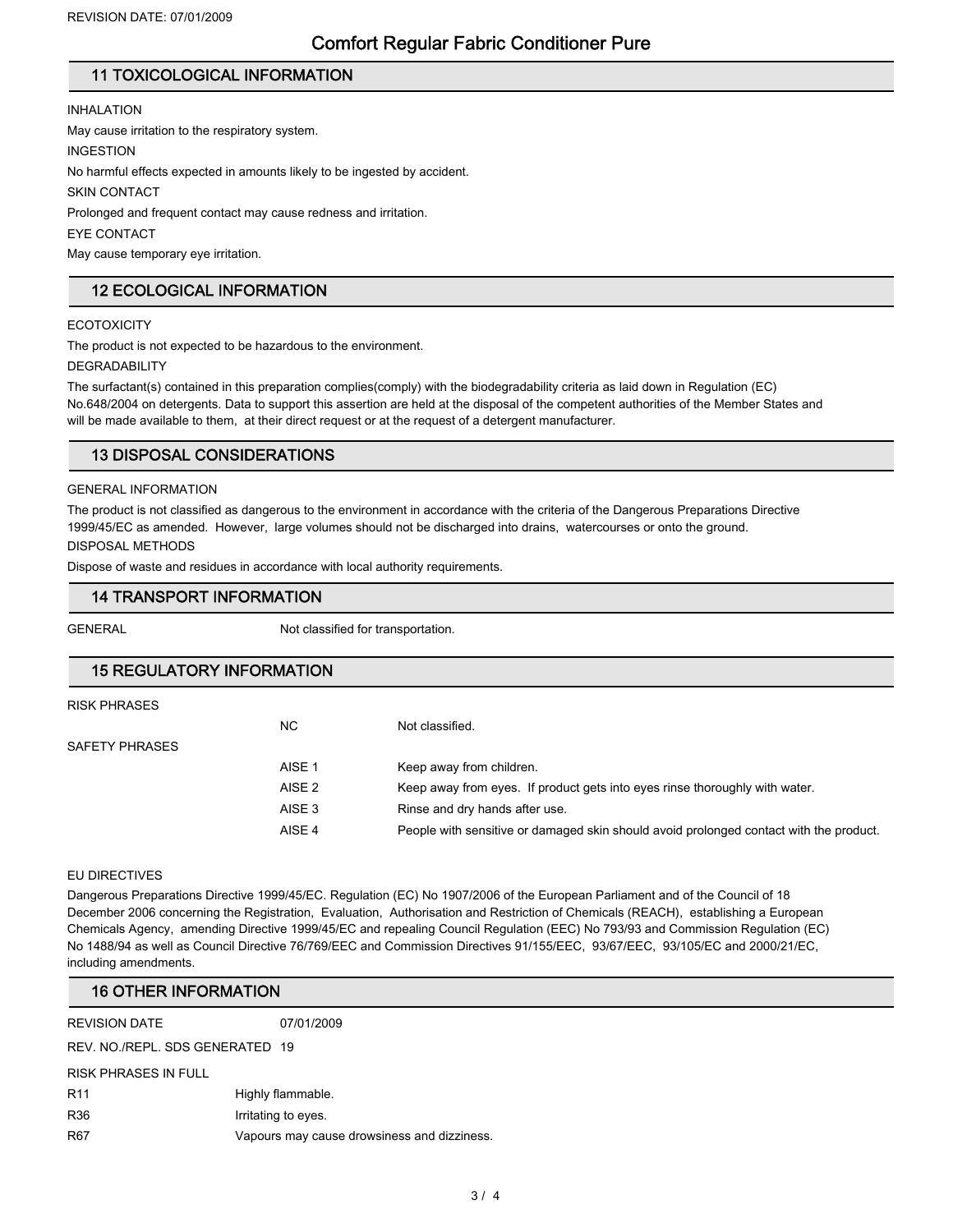## 11 TOXICOLOGICAL INFORMATION

INHALATION

May cause irritation to the respiratory system.

INGESTION

No harmful effects expected in amounts likely to be ingested by accident.

SKIN CONTACT

Prolonged and frequent contact may cause redness and irritation.

EYE CONTACT

May cause temporary eye irritation.

## 12 ECOLOGICAL INFORMATION

ECOTOXICITY

The product is not expected to be hazardous to the environment.

DEGRADABILITY

The surfactant(s) contained in this preparation complies(comply) with the biodegradability criteria as laid down in Regulation (EC) No.648/2004 on detergents. Data to support this assertion are held at the disposal of the competent authorities of the Member States and will be made available to them, at their direct request or at the request of a detergent manufacturer.

## 13 DISPOSAL CONSIDERATIONS

GENERAL INFORMATION

The product is not classified as dangerous to the environment in accordance with the criteria of the Dangerous Preparations Directive 1999/45/EC as amended. However, large volumes should not be discharged into drains, watercourses or onto the ground.

DISPOSAL METHODS

Dispose of waste and residues in accordance with local authority requirements.

## 14 TRANSPORT INFORMATION

| | |
|---|---|
| GENERAL | Not classified for transportation. |

## 15 REGULATORY INFORMATION

| | | |
|---|---|---|
| RISK PHRASES | | |
| | NC | Not classified. |
| SAFETY PHRASES | | |
| | AISE 1 | Keep away from children. |
| | AISE 2 | Keep away from eyes. If product gets into eyes rinse thoroughly with water. |
| | AISE 3 | Rinse and dry hands after use. |
| | AISE 4 | People with sensitive or damaged skin should avoid prolonged contact with the product. |

EU DIRECTIVES

Dangerous Preparations Directive 1999/45/EC. Regulation (EC) No 1907/2006 of the European Parliament and of the Council of 18 December 2006 concerning the Registration, Evaluation, Authorisation and Restriction of Chemicals (REACH), establishing a European Chemicals Agency, amending Directive 1999/45/EC and repealing Council Regulation (EEC) No 793/93 and Commission Regulation (EC) No 1488/94 as well as Council Directive 76/769/EEC and Commission Directives 91/155/EEC, 93/67/EEC, 93/105/EC and 2000/21/EC, including amendments.

## 16 OTHER INFORMATION

| | |
|---|---|
| REVISION DATE | 07/01/2009 |
| REV. NO./REPL. SDS GENERATED | 19 |

RISK PHRASES IN FULL

| | |
|---|---|
| R11 | Highly flammable. |
| R36 | Irritating to eyes. |
| R67 | Vapours may cause drowsiness and dizziness. |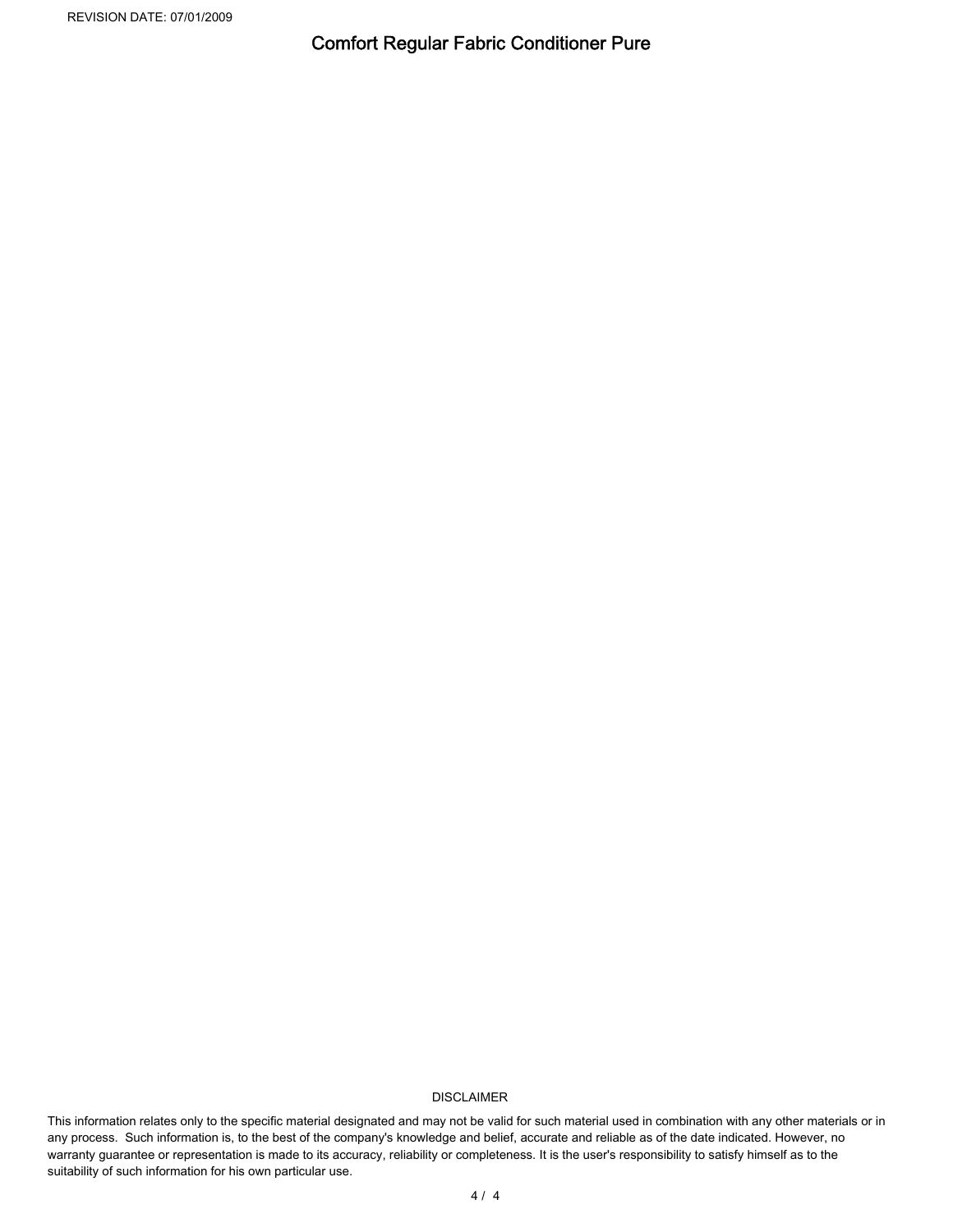DISCLAIMER

This information relates only to the specific material designated and may not be valid for such material used in combination with any other materials or in any process. Such information is, to the best of the company's knowledge and belief, accurate and reliable as of the date indicated. However, no warranty guarantee or representation is made to its accuracy, reliability or completeness. It is the user's responsibility to satisfy himself as to the suitability of such information for his own particular use.